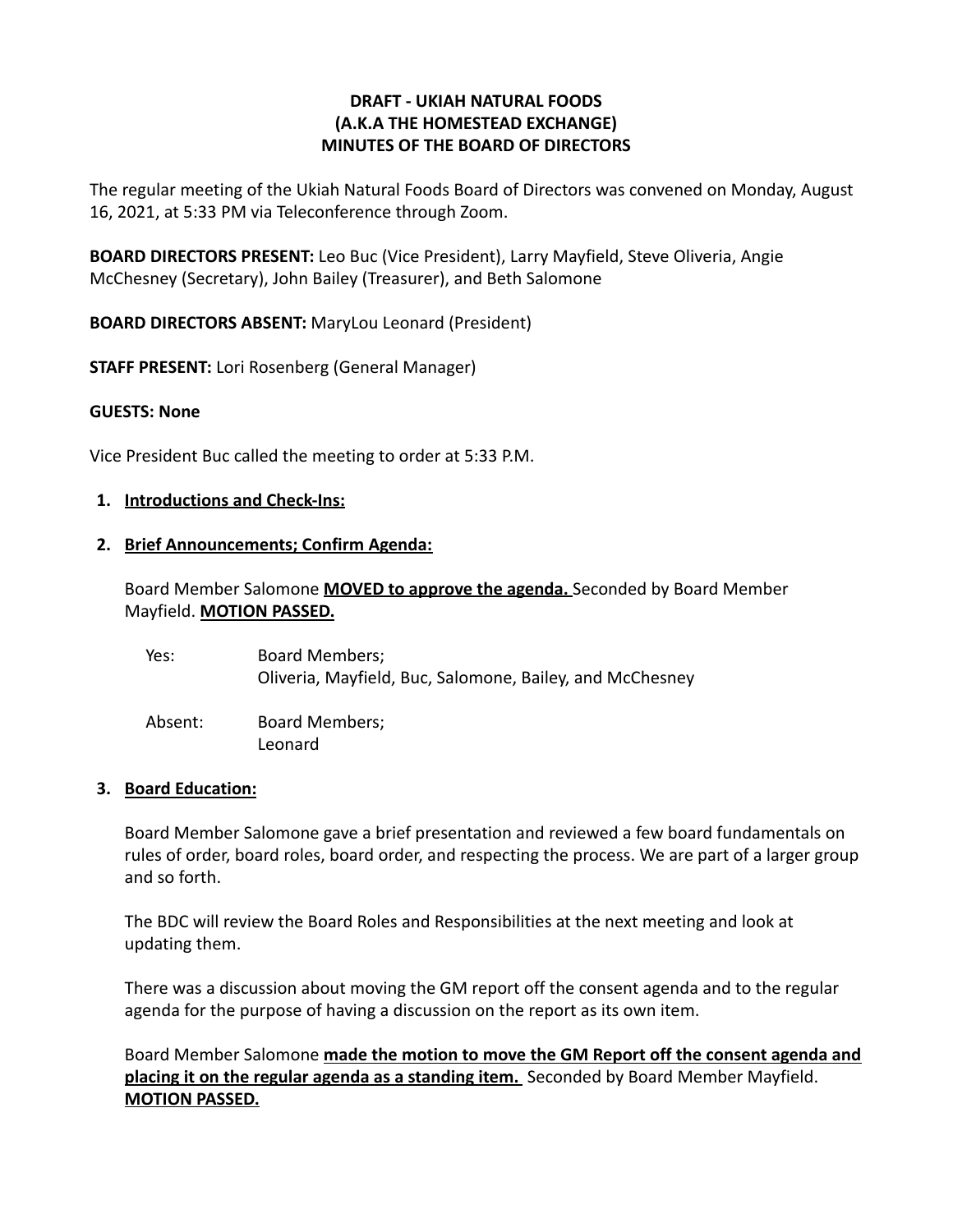# DRAFT - UKIAH NATURAL FOODS (A.K.A THE HOMESTEAD EXCHANGE) MINUTES OF THE BOARD OF DIRECTORS

The regular meeting of the Ukiah Natural Foods Board of Directors was convened on Monday, August 16, 2021, at 5:33 PM via Teleconference through Zoom.

**BOARD DIRECTORS PRESENT:** Leo Buc (Vice President), Larry Mayfield, Steve Oliveria, Angie McChesney (Secretary), John Bailey (Treasurer), and Beth Salomone

**BOARD DIRECTORS ABSENT:** MaryLou Leonard (President)

**STAFF PRESENT:** Lori Rosenberg (General Manager)

**GUESTS: None**

Vice President Buc called the meeting to order at 5:33 P.M.

1. **Introductions and Check-Ins:**

2. **Brief Announcements; Confirm Agenda:**

   Board Member Salomone **MOVED to approve the agenda.** Seconded by Board Member Mayfield. **MOTION PASSED.**

   Yes: Board Members;
   Oliveria, Mayfield, Buc, Salomone, Bailey, and McChesney

   Absent: Board Members;
   Leonard

3. **Board Education:**

   Board Member Salomone gave a brief presentation and reviewed a few board fundamentals on rules of order, board roles, board order, and respecting the process. We are part of a larger group and so forth.

   The BDC will review the Board Roles and Responsibilities at the next meeting and look at updating them.

   There was a discussion about moving the GM report off the consent agenda and to the regular agenda for the purpose of having a discussion on the report as its own item.

   Board Member Salomone **made the motion to move the GM Report off the consent agenda and placing it on the regular agenda as a standing item.** Seconded by Board Member Mayfield. **MOTION PASSED.**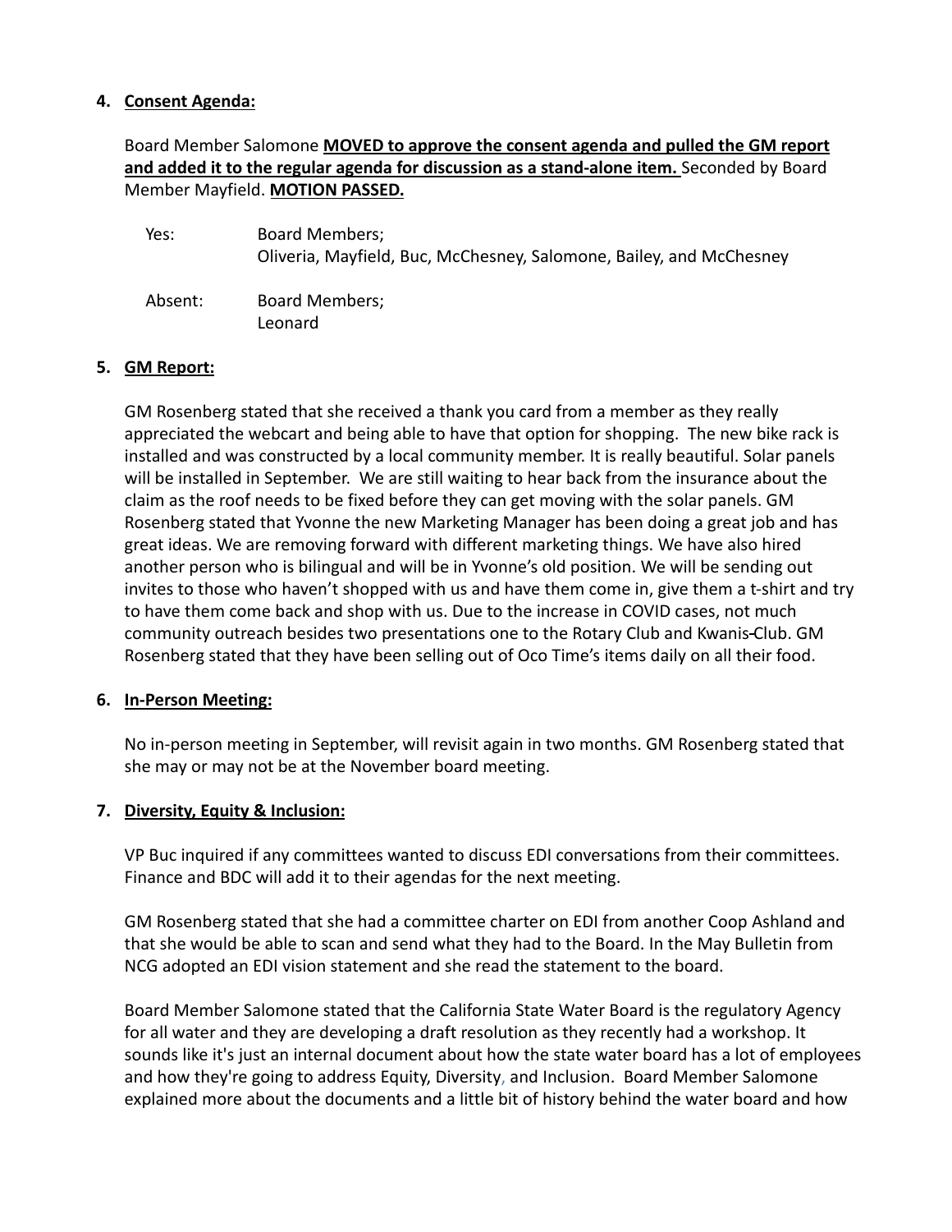**4. Consent Agenda:**

Board Member Salomone **MOVED to approve the consent agenda and pulled the GM report and added it to the regular agenda for discussion as a stand-alone item.** Seconded by Board Member Mayfield. **MOTION PASSED.**

Yes: Board Members;
Oliveria, Mayfield, Buc, McChesney, Salomone, Bailey, and McChesney

Absent: Board Members;
Leonard

**5. GM Report:**

GM Rosenberg stated that she received a thank you card from a member as they really appreciated the webcart and being able to have that option for shopping. The new bike rack is installed and was constructed by a local community member. It is really beautiful. Solar panels will be installed in September. We are still waiting to hear back from the insurance about the claim as the roof needs to be fixed before they can get moving with the solar panels. GM Rosenberg stated that Yvonne the new Marketing Manager has been doing a great job and has great ideas. We are removing forward with different marketing things. We have also hired another person who is bilingual and will be in Yvonne's old position. We will be sending out invites to those who haven't shopped with us and have them come in, give them a t-shirt and try to have them come back and shop with us. Due to the increase in COVID cases, not much community outreach besides two presentations one to the Rotary Club and Kwanis-Club. GM Rosenberg stated that they have been selling out of Oco Time's items daily on all their food.

**6. In-Person Meeting:**

No in-person meeting in September, will revisit again in two months. GM Rosenberg stated that she may or may not be at the November board meeting.

**7. Diversity, Equity & Inclusion:**

VP Buc inquired if any committees wanted to discuss EDI conversations from their committees. Finance and BDC will add it to their agendas for the next meeting.

GM Rosenberg stated that she had a committee charter on EDI from another Coop Ashland and that she would be able to scan and send what they had to the Board. In the May Bulletin from NCG adopted an EDI vision statement and she read the statement to the board.

Board Member Salomone stated that the California State Water Board is the regulatory Agency for all water and they are developing a draft resolution as they recently had a workshop. It sounds like it's just an internal document about how the state water board has a lot of employees and how they're going to address Equity, Diversity, and Inclusion. Board Member Salomone explained more about the documents and a little bit of history behind the water board and how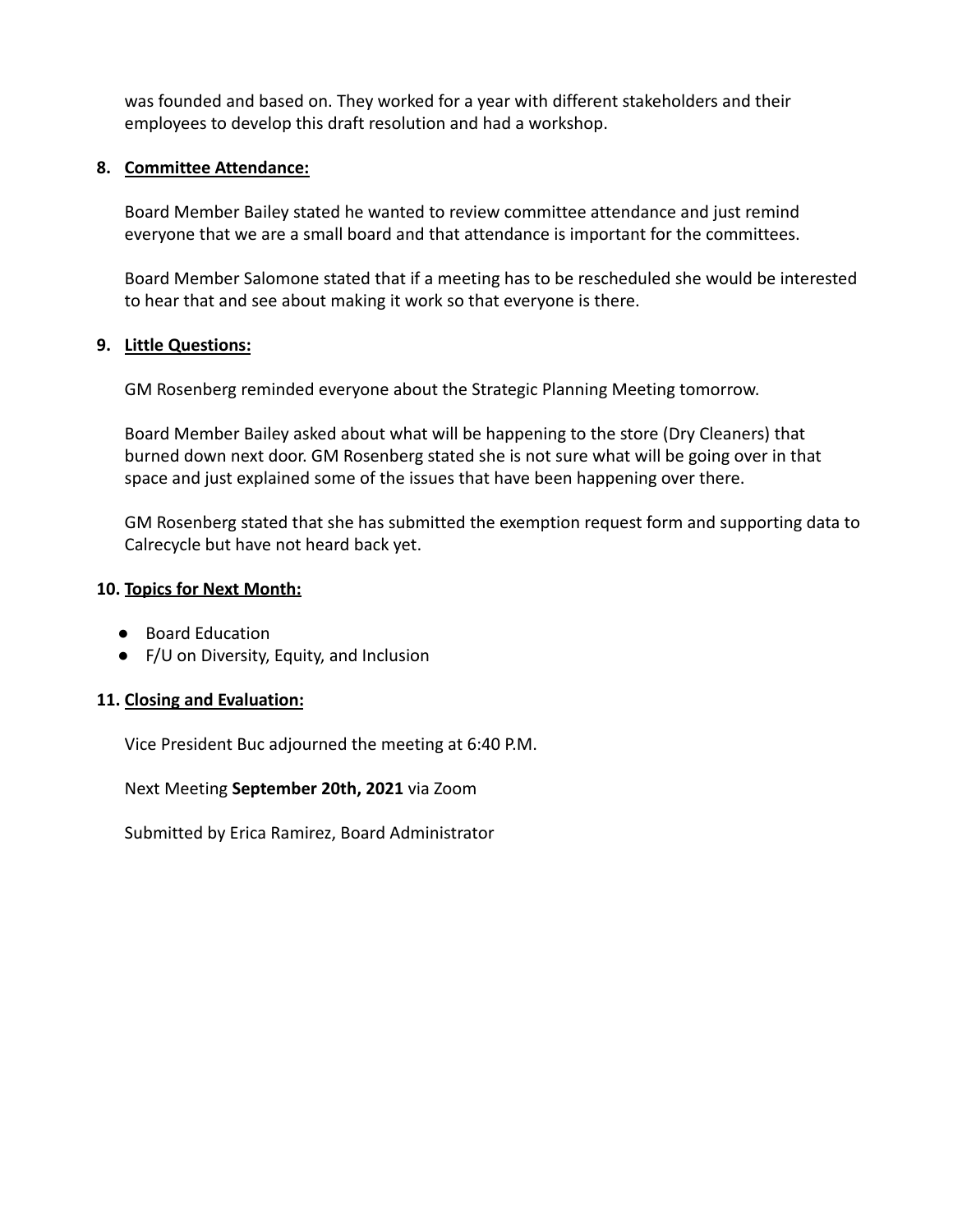was founded and based on. They worked for a year with different stakeholders and their employees to develop this draft resolution and had a workshop.

**8. Committee Attendance:**

Board Member Bailey stated he wanted to review committee attendance and just remind everyone that we are a small board and that attendance is important for the committees.

Board Member Salomone stated that if a meeting has to be rescheduled she would be interested to hear that and see about making it work so that everyone is there.

**9. Little Questions:**

GM Rosenberg reminded everyone about the Strategic Planning Meeting tomorrow.

Board Member Bailey asked about what will be happening to the store (Dry Cleaners) that burned down next door. GM Rosenberg stated she is not sure what will be going over in that space and just explained some of the issues that have been happening over there.

GM Rosenberg stated that she has submitted the exemption request form and supporting data to Calrecycle but have not heard back yet.

**10. Topics for Next Month:**

- Board Education
- F/U on Diversity, Equity, and Inclusion

**11. Closing and Evaluation:**

Vice President Buc adjourned the meeting at 6:40 P.M.

Next Meeting **September 20th, 2021** via Zoom

Submitted by Erica Ramirez, Board Administrator